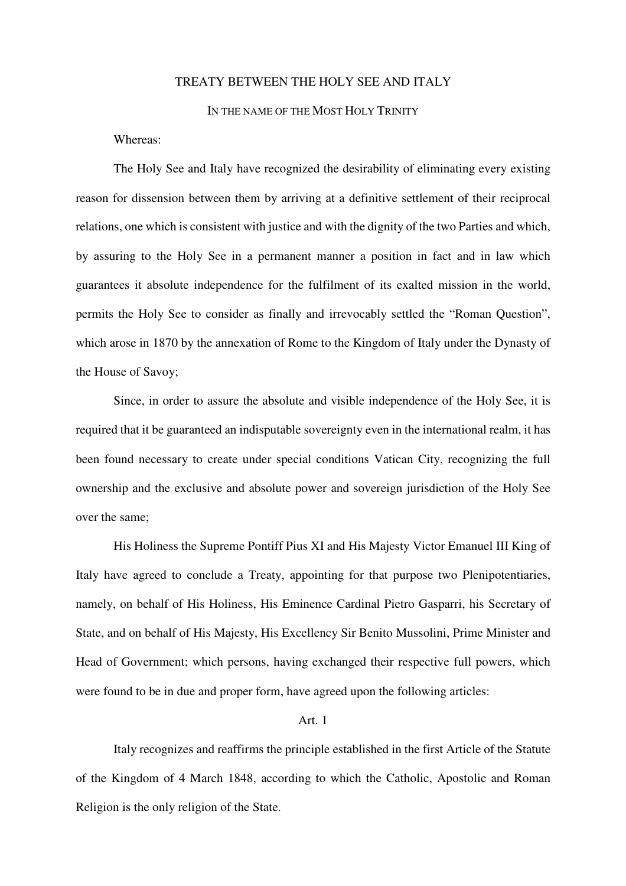# TREATY BETWEEN THE HOLY SEE AND ITALY

## IN THE NAME OF THE MOST HOLY TRINITY

Whereas:

The Holy See and Italy have recognized the desirability of eliminating every existing reason for dissension between them by arriving at a definitive settlement of their reciprocal relations, one which is consistent with justice and with the dignity of the two Parties and which, by assuring to the Holy See in a permanent manner a position in fact and in law which guarantees it absolute independence for the fulfilment of its exalted mission in the world, permits the Holy See to consider as finally and irrevocably settled the "Roman Question", which arose in 1870 by the annexation of Rome to the Kingdom of Italy under the Dynasty of the House of Savoy;

Since, in order to assure the absolute and visible independence of the Holy See, it is required that it be guaranteed an indisputable sovereignty even in the international realm, it has been found necessary to create under special conditions Vatican City, recognizing the full ownership and the exclusive and absolute power and sovereign jurisdiction of the Holy See over the same;

His Holiness the Supreme Pontiff Pius XI and His Majesty Victor Emanuel III King of Italy have agreed to conclude a Treaty, appointing for that purpose two Plenipotentiaries, namely, on behalf of His Holiness, His Eminence Cardinal Pietro Gasparri, his Secretary of State, and on behalf of His Majesty, His Excellency Sir Benito Mussolini, Prime Minister and Head of Government; which persons, having exchanged their respective full powers, which were found to be in due and proper form, have agreed upon the following articles:

### Art. 1

Italy recognizes and reaffirms the principle established in the first Article of the Statute of the Kingdom of 4 March 1848, according to which the Catholic, Apostolic and Roman Religion is the only religion of the State.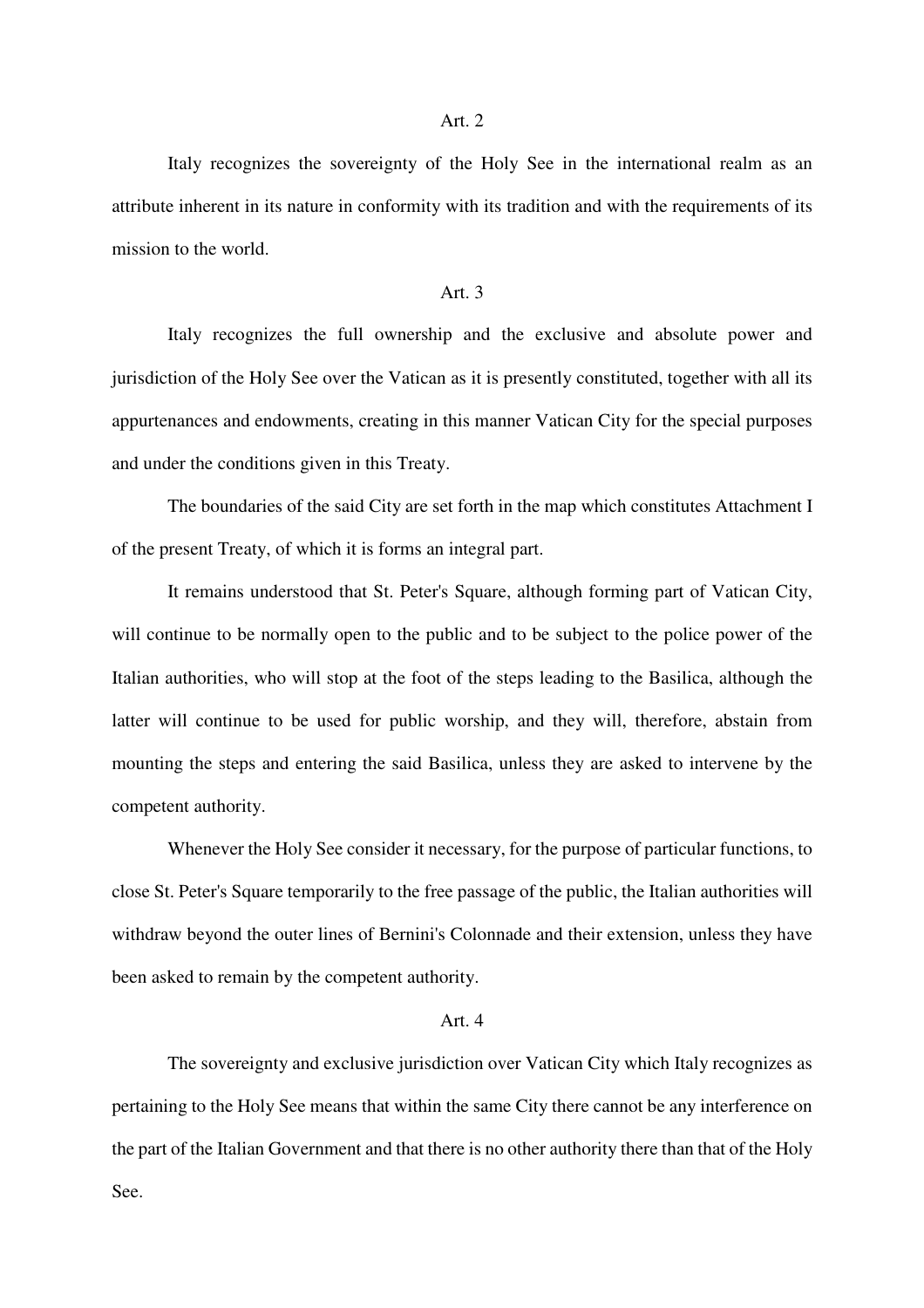Art. 2

Italy recognizes the sovereignty of the Holy See in the international realm as an attribute inherent in its nature in conformity with its tradition and with the requirements of its mission to the world.

Art. 3

Italy recognizes the full ownership and the exclusive and absolute power and jurisdiction of the Holy See over the Vatican as it is presently constituted, together with all its appurtenances and endowments, creating in this manner Vatican City for the special purposes and under the conditions given in this Treaty.

The boundaries of the said City are set forth in the map which constitutes Attachment I of the present Treaty, of which it is forms an integral part.

It remains understood that St. Peter's Square, although forming part of Vatican City, will continue to be normally open to the public and to be subject to the police power of the Italian authorities, who will stop at the foot of the steps leading to the Basilica, although the latter will continue to be used for public worship, and they will, therefore, abstain from mounting the steps and entering the said Basilica, unless they are asked to intervene by the competent authority.

Whenever the Holy See consider it necessary, for the purpose of particular functions, to close St. Peter's Square temporarily to the free passage of the public, the Italian authorities will withdraw beyond the outer lines of Bernini's Colonnade and their extension, unless they have been asked to remain by the competent authority.

Art. 4

The sovereignty and exclusive jurisdiction over Vatican City which Italy recognizes as pertaining to the Holy See means that within the same City there cannot be any interference on the part of the Italian Government and that there is no other authority there than that of the Holy See.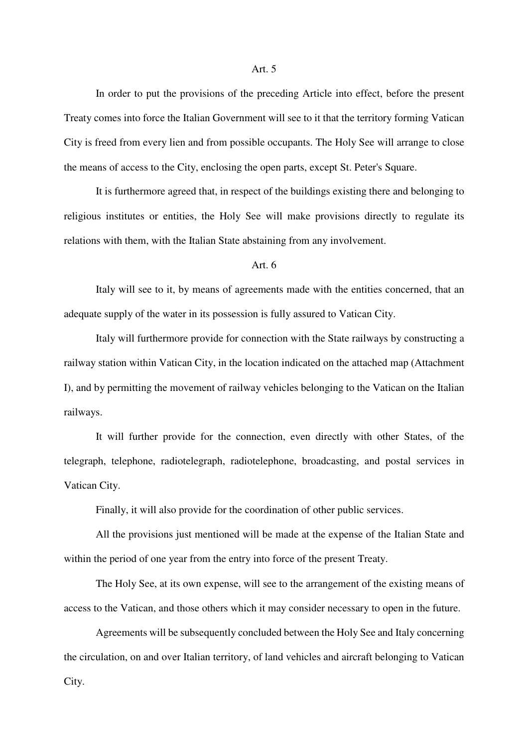### Art. 5

In order to put the provisions of the preceding Article into effect, before the present Treaty comes into force the Italian Government will see to it that the territory forming Vatican City is freed from every lien and from possible occupants. The Holy See will arrange to close the means of access to the City, enclosing the open parts, except St. Peter's Square.

It is furthermore agreed that, in respect of the buildings existing there and belonging to religious institutes or entities, the Holy See will make provisions directly to regulate its relations with them, with the Italian State abstaining from any involvement.

### Art. 6

Italy will see to it, by means of agreements made with the entities concerned, that an adequate supply of the water in its possession is fully assured to Vatican City.

Italy will furthermore provide for connection with the State railways by constructing a railway station within Vatican City, in the location indicated on the attached map (Attachment I), and by permitting the movement of railway vehicles belonging to the Vatican on the Italian railways.

It will further provide for the connection, even directly with other States, of the telegraph, telephone, radiotelegraph, radiotelephone, broadcasting, and postal services in Vatican City.

Finally, it will also provide for the coordination of other public services.

All the provisions just mentioned will be made at the expense of the Italian State and within the period of one year from the entry into force of the present Treaty.

The Holy See, at its own expense, will see to the arrangement of the existing means of access to the Vatican, and those others which it may consider necessary to open in the future.

Agreements will be subsequently concluded between the Holy See and Italy concerning the circulation, on and over Italian territory, of land vehicles and aircraft belonging to Vatican City.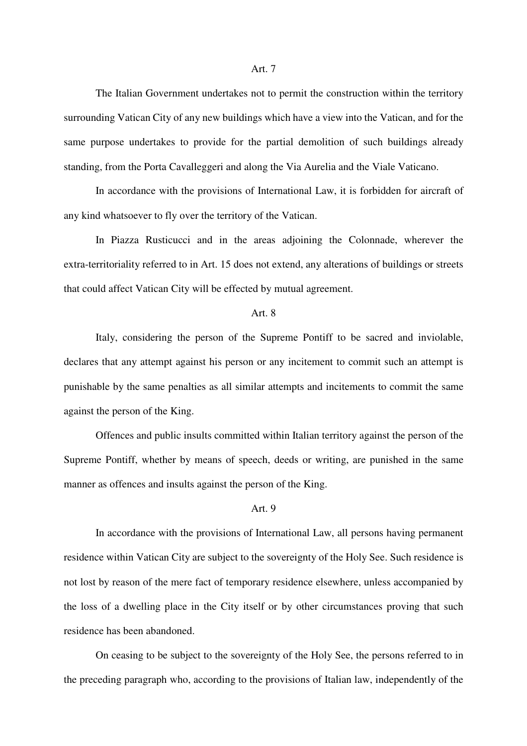Art. 7

The Italian Government undertakes not to permit the construction within the territory surrounding Vatican City of any new buildings which have a view into the Vatican, and for the same purpose undertakes to provide for the partial demolition of such buildings already standing, from the Porta Cavalleggeri and along the Via Aurelia and the Viale Vaticano.

In accordance with the provisions of International Law, it is forbidden for aircraft of any kind whatsoever to fly over the territory of the Vatican.

In Piazza Rusticucci and in the areas adjoining the Colonnade, wherever the extra-territoriality referred to in Art. 15 does not extend, any alterations of buildings or streets that could affect Vatican City will be effected by mutual agreement.

Art. 8

Italy, considering the person of the Supreme Pontiff to be sacred and inviolable, declares that any attempt against his person or any incitement to commit such an attempt is punishable by the same penalties as all similar attempts and incitements to commit the same against the person of the King.

Offences and public insults committed within Italian territory against the person of the Supreme Pontiff, whether by means of speech, deeds or writing, are punished in the same manner as offences and insults against the person of the King.

Art. 9

In accordance with the provisions of International Law, all persons having permanent residence within Vatican City are subject to the sovereignty of the Holy See. Such residence is not lost by reason of the mere fact of temporary residence elsewhere, unless accompanied by the loss of a dwelling place in the City itself or by other circumstances proving that such residence has been abandoned.

On ceasing to be subject to the sovereignty of the Holy See, the persons referred to in the preceding paragraph who, according to the provisions of Italian law, independently of the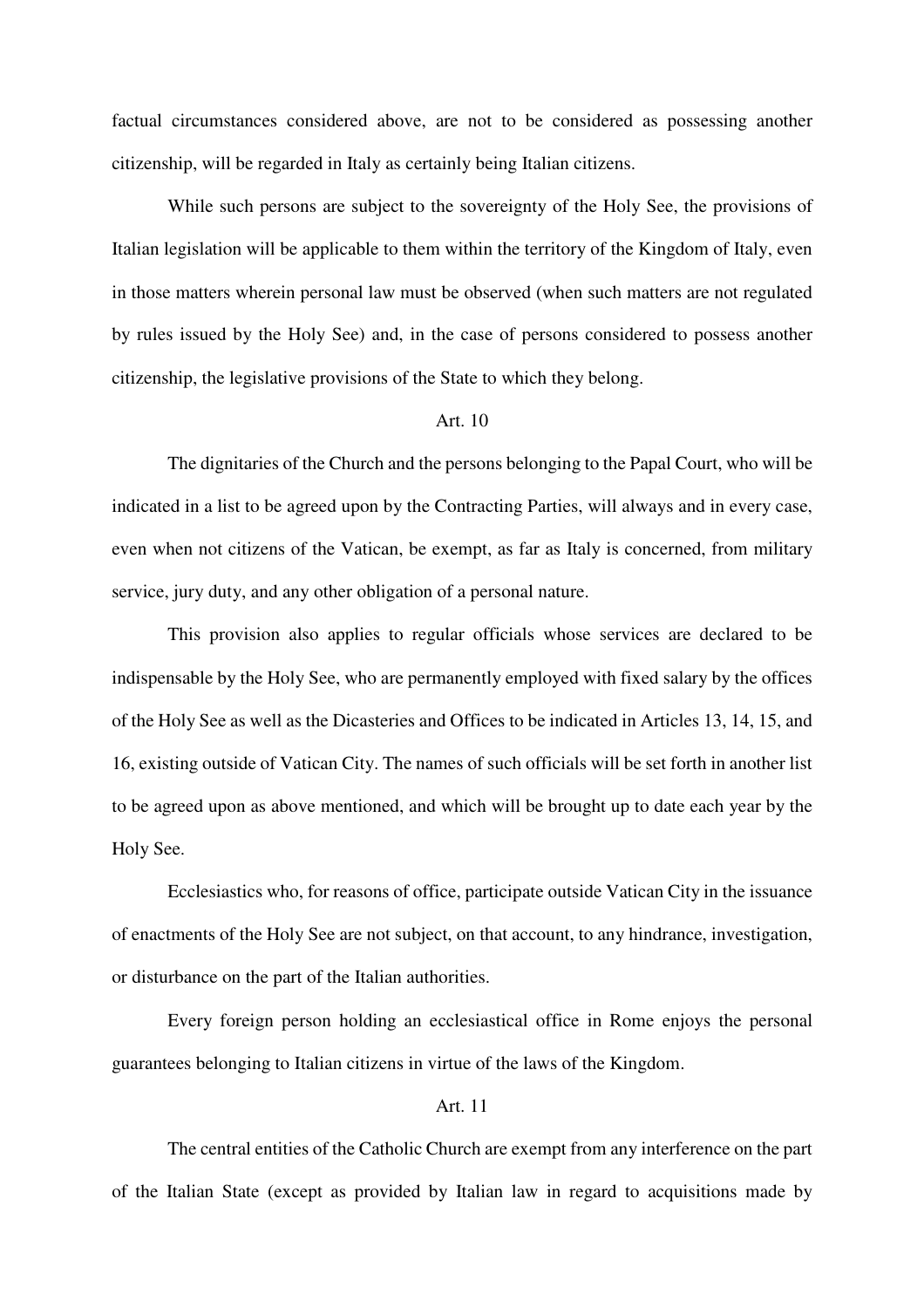factual circumstances considered above, are not to be considered as possessing another citizenship, will be regarded in Italy as certainly being Italian citizens.

While such persons are subject to the sovereignty of the Holy See, the provisions of Italian legislation will be applicable to them within the territory of the Kingdom of Italy, even in those matters wherein personal law must be observed (when such matters are not regulated by rules issued by the Holy See) and, in the case of persons considered to possess another citizenship, the legislative provisions of the State to which they belong.

Art. 10

The dignitaries of the Church and the persons belonging to the Papal Court, who will be indicated in a list to be agreed upon by the Contracting Parties, will always and in every case, even when not citizens of the Vatican, be exempt, as far as Italy is concerned, from military service, jury duty, and any other obligation of a personal nature.

This provision also applies to regular officials whose services are declared to be indispensable by the Holy See, who are permanently employed with fixed salary by the offices of the Holy See as well as the Dicasteries and Offices to be indicated in Articles 13, 14, 15, and 16, existing outside of Vatican City. The names of such officials will be set forth in another list to be agreed upon as above mentioned, and which will be brought up to date each year by the Holy See.

Ecclesiastics who, for reasons of office, participate outside Vatican City in the issuance of enactments of the Holy See are not subject, on that account, to any hindrance, investigation, or disturbance on the part of the Italian authorities.

Every foreign person holding an ecclesiastical office in Rome enjoys the personal guarantees belonging to Italian citizens in virtue of the laws of the Kingdom.

Art. 11

The central entities of the Catholic Church are exempt from any interference on the part of the Italian State (except as provided by Italian law in regard to acquisitions made by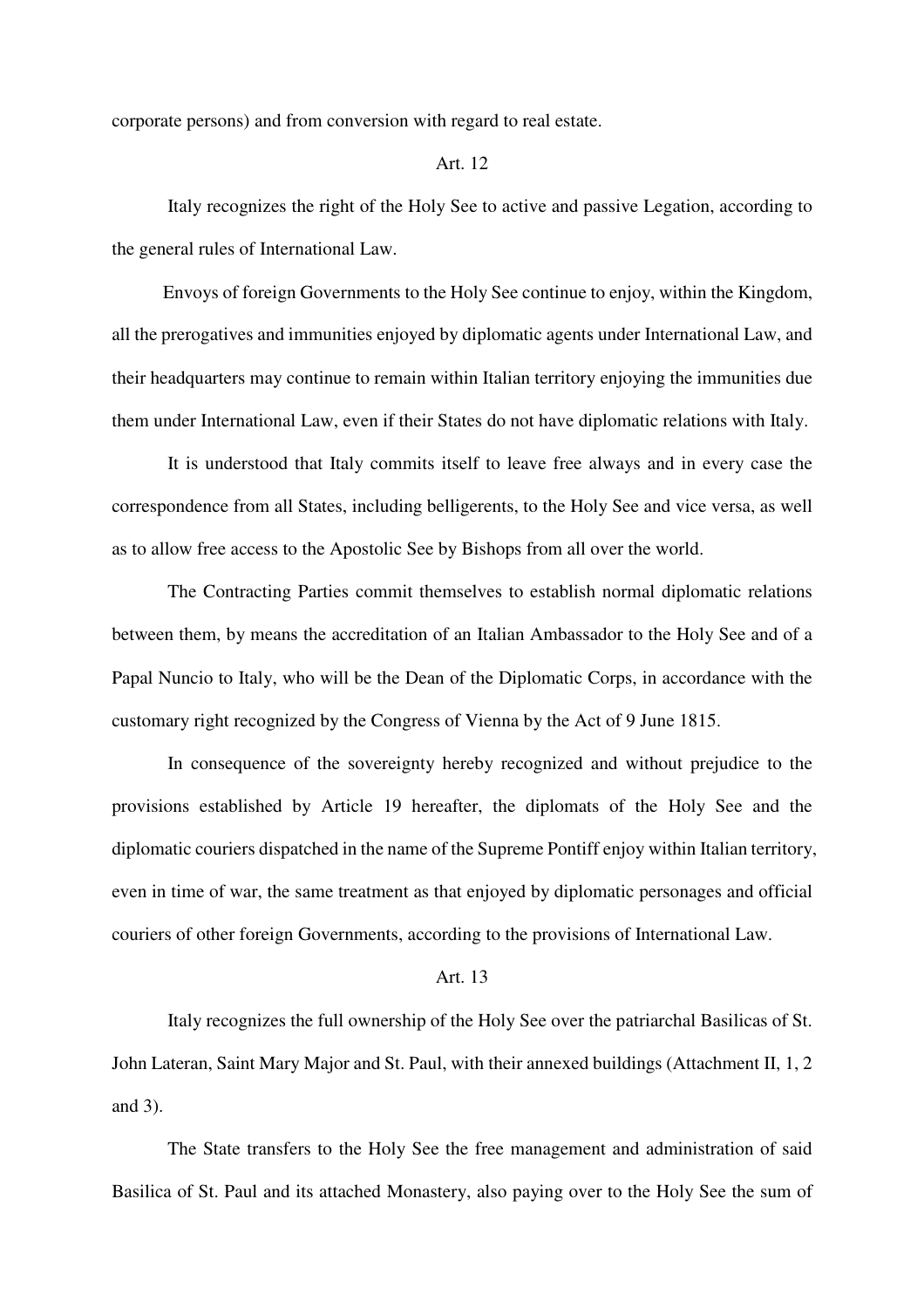corporate persons) and from conversion with regard to real estate.

Art. 12

Italy recognizes the right of the Holy See to active and passive Legation, according to the general rules of International Law.

Envoys of foreign Governments to the Holy See continue to enjoy, within the Kingdom, all the prerogatives and immunities enjoyed by diplomatic agents under International Law, and their headquarters may continue to remain within Italian territory enjoying the immunities due them under International Law, even if their States do not have diplomatic relations with Italy.

It is understood that Italy commits itself to leave free always and in every case the correspondence from all States, including belligerents, to the Holy See and vice versa, as well as to allow free access to the Apostolic See by Bishops from all over the world.

The Contracting Parties commit themselves to establish normal diplomatic relations between them, by means the accreditation of an Italian Ambassador to the Holy See and of a Papal Nuncio to Italy, who will be the Dean of the Diplomatic Corps, in accordance with the customary right recognized by the Congress of Vienna by the Act of 9 June 1815.

In consequence of the sovereignty hereby recognized and without prejudice to the provisions established by Article 19 hereafter, the diplomats of the Holy See and the diplomatic couriers dispatched in the name of the Supreme Pontiff enjoy within Italian territory, even in time of war, the same treatment as that enjoyed by diplomatic personages and official couriers of other foreign Governments, according to the provisions of International Law.

Art. 13

Italy recognizes the full ownership of the Holy See over the patriarchal Basilicas of St. John Lateran, Saint Mary Major and St. Paul, with their annexed buildings (Attachment II, 1, 2 and 3).

The State transfers to the Holy See the free management and administration of said Basilica of St. Paul and its attached Monastery, also paying over to the Holy See the sum of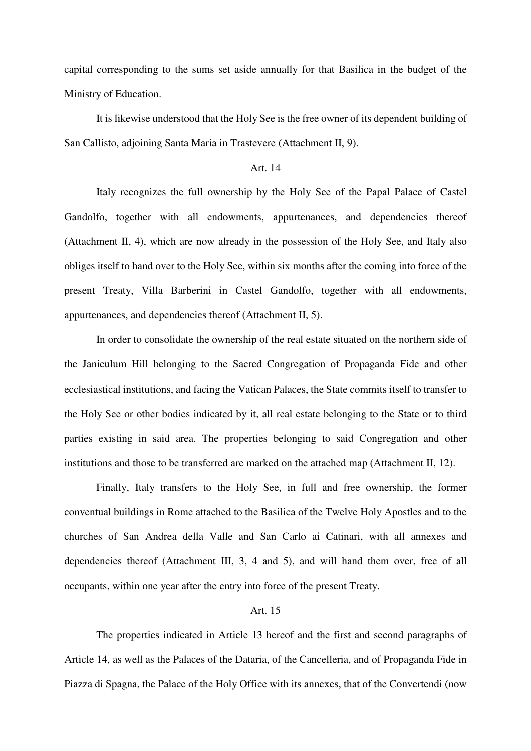capital corresponding to the sums set aside annually for that Basilica in the budget of the Ministry of Education.

It is likewise understood that the Holy See is the free owner of its dependent building of San Callisto, adjoining Santa Maria in Trastevere (Attachment II, 9).

Art. 14

Italy recognizes the full ownership by the Holy See of the Papal Palace of Castel Gandolfo, together with all endowments, appurtenances, and dependencies thereof (Attachment II, 4), which are now already in the possession of the Holy See, and Italy also obliges itself to hand over to the Holy See, within six months after the coming into force of the present Treaty, Villa Barberini in Castel Gandolfo, together with all endowments, appurtenances, and dependencies thereof (Attachment II, 5).

In order to consolidate the ownership of the real estate situated on the northern side of the Janiculum Hill belonging to the Sacred Congregation of Propaganda Fide and other ecclesiastical institutions, and facing the Vatican Palaces, the State commits itself to transfer to the Holy See or other bodies indicated by it, all real estate belonging to the State or to third parties existing in said area. The properties belonging to said Congregation and other institutions and those to be transferred are marked on the attached map (Attachment II, 12).

Finally, Italy transfers to the Holy See, in full and free ownership, the former conventual buildings in Rome attached to the Basilica of the Twelve Holy Apostles and to the churches of San Andrea della Valle and San Carlo ai Catinari, with all annexes and dependencies thereof (Attachment III, 3, 4 and 5), and will hand them over, free of all occupants, within one year after the entry into force of the present Treaty.

Art. 15

The properties indicated in Article 13 hereof and the first and second paragraphs of Article 14, as well as the Palaces of the Dataria, of the Cancelleria, and of Propaganda Fide in Piazza di Spagna, the Palace of the Holy Office with its annexes, that of the Convertendi (now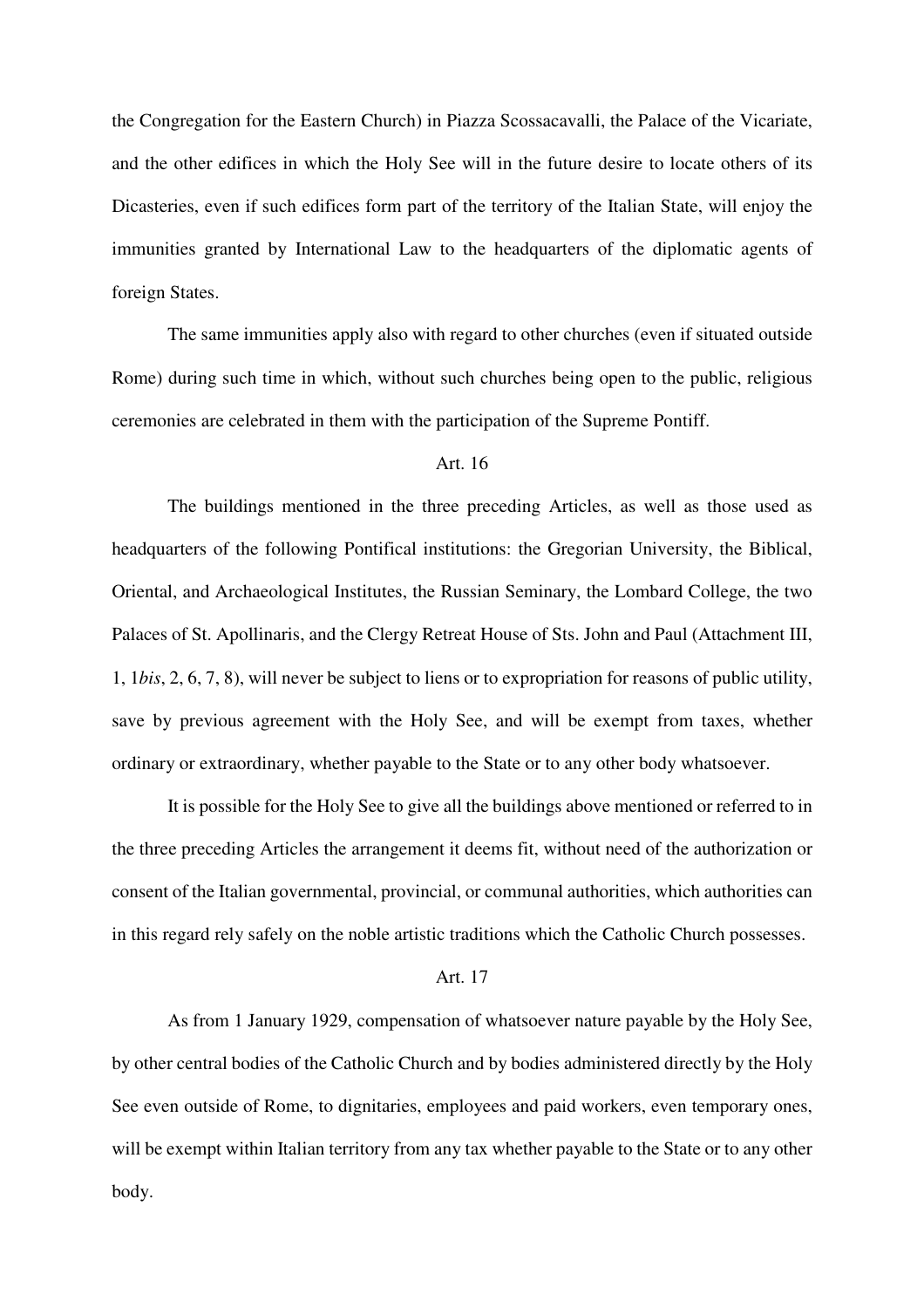the Congregation for the Eastern Church) in Piazza Scossacavalli, the Palace of the Vicariate, and the other edifices in which the Holy See will in the future desire to locate others of its Dicasteries, even if such edifices form part of the territory of the Italian State, will enjoy the immunities granted by International Law to the headquarters of the diplomatic agents of foreign States.

The same immunities apply also with regard to other churches (even if situated outside Rome) during such time in which, without such churches being open to the public, religious ceremonies are celebrated in them with the participation of the Supreme Pontiff.

Art. 16

The buildings mentioned in the three preceding Articles, as well as those used as headquarters of the following Pontifical institutions: the Gregorian University, the Biblical, Oriental, and Archaeological Institutes, the Russian Seminary, the Lombard College, the two Palaces of St. Apollinaris, and the Clergy Retreat House of Sts. John and Paul (Attachment III, 1, 1*bis*, 2, 6, 7, 8), will never be subject to liens or to expropriation for reasons of public utility, save by previous agreement with the Holy See, and will be exempt from taxes, whether ordinary or extraordinary, whether payable to the State or to any other body whatsoever.

It is possible for the Holy See to give all the buildings above mentioned or referred to in the three preceding Articles the arrangement it deems fit, without need of the authorization or consent of the Italian governmental, provincial, or communal authorities, which authorities can in this regard rely safely on the noble artistic traditions which the Catholic Church possesses.

Art. 17

As from 1 January 1929, compensation of whatsoever nature payable by the Holy See, by other central bodies of the Catholic Church and by bodies administered directly by the Holy See even outside of Rome, to dignitaries, employees and paid workers, even temporary ones, will be exempt within Italian territory from any tax whether payable to the State or to any other body.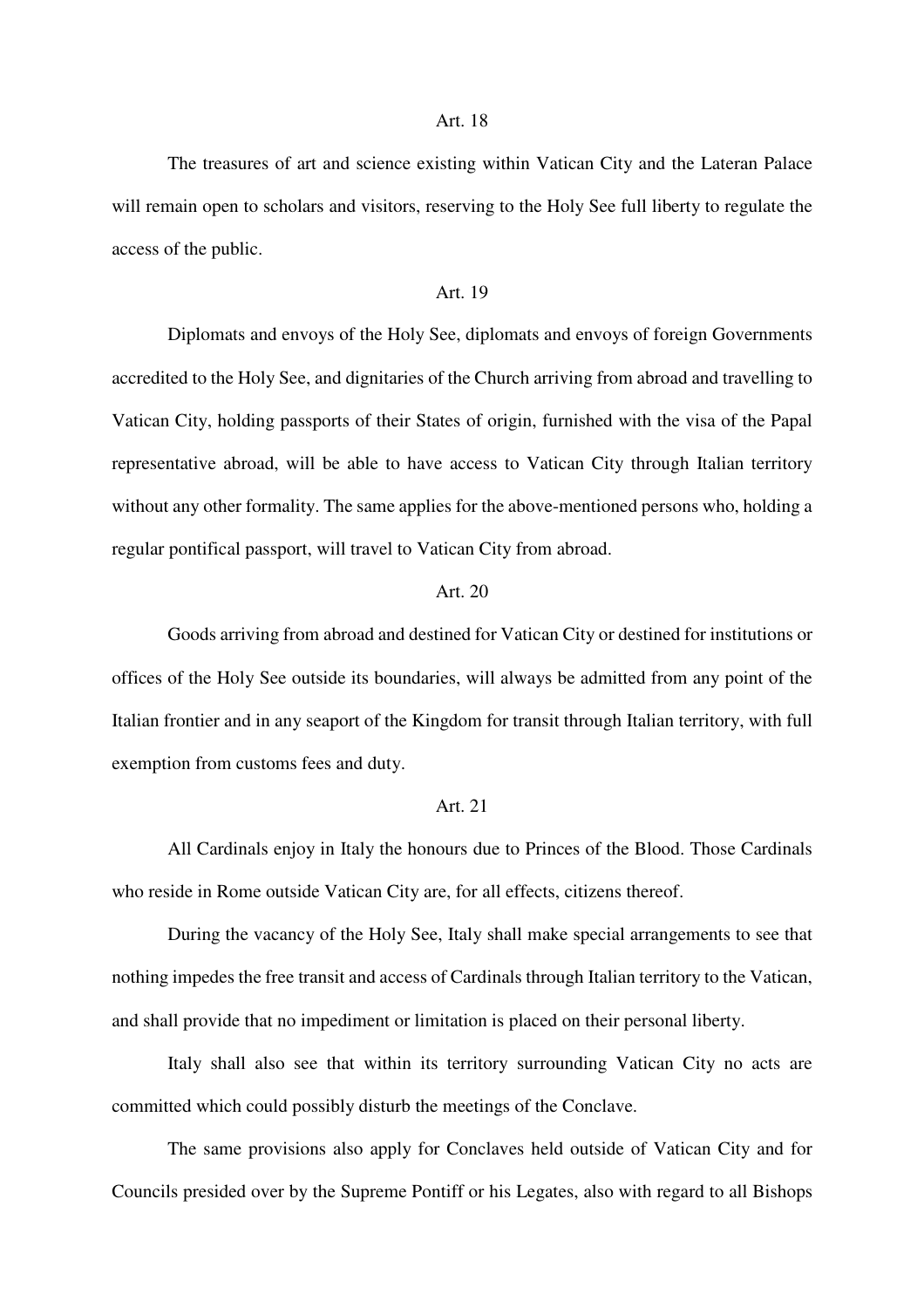### Art. 18

The treasures of art and science existing within Vatican City and the Lateran Palace will remain open to scholars and visitors, reserving to the Holy See full liberty to regulate the access of the public.

### Art. 19

Diplomats and envoys of the Holy See, diplomats and envoys of foreign Governments accredited to the Holy See, and dignitaries of the Church arriving from abroad and travelling to Vatican City, holding passports of their States of origin, furnished with the visa of the Papal representative abroad, will be able to have access to Vatican City through Italian territory without any other formality. The same applies for the above-mentioned persons who, holding a regular pontifical passport, will travel to Vatican City from abroad.

### Art. 20

Goods arriving from abroad and destined for Vatican City or destined for institutions or offices of the Holy See outside its boundaries, will always be admitted from any point of the Italian frontier and in any seaport of the Kingdom for transit through Italian territory, with full exemption from customs fees and duty.

### Art. 21

All Cardinals enjoy in Italy the honours due to Princes of the Blood. Those Cardinals who reside in Rome outside Vatican City are, for all effects, citizens thereof.

During the vacancy of the Holy See, Italy shall make special arrangements to see that nothing impedes the free transit and access of Cardinals through Italian territory to the Vatican, and shall provide that no impediment or limitation is placed on their personal liberty.

Italy shall also see that within its territory surrounding Vatican City no acts are committed which could possibly disturb the meetings of the Conclave.

The same provisions also apply for Conclaves held outside of Vatican City and for Councils presided over by the Supreme Pontiff or his Legates, also with regard to all Bishops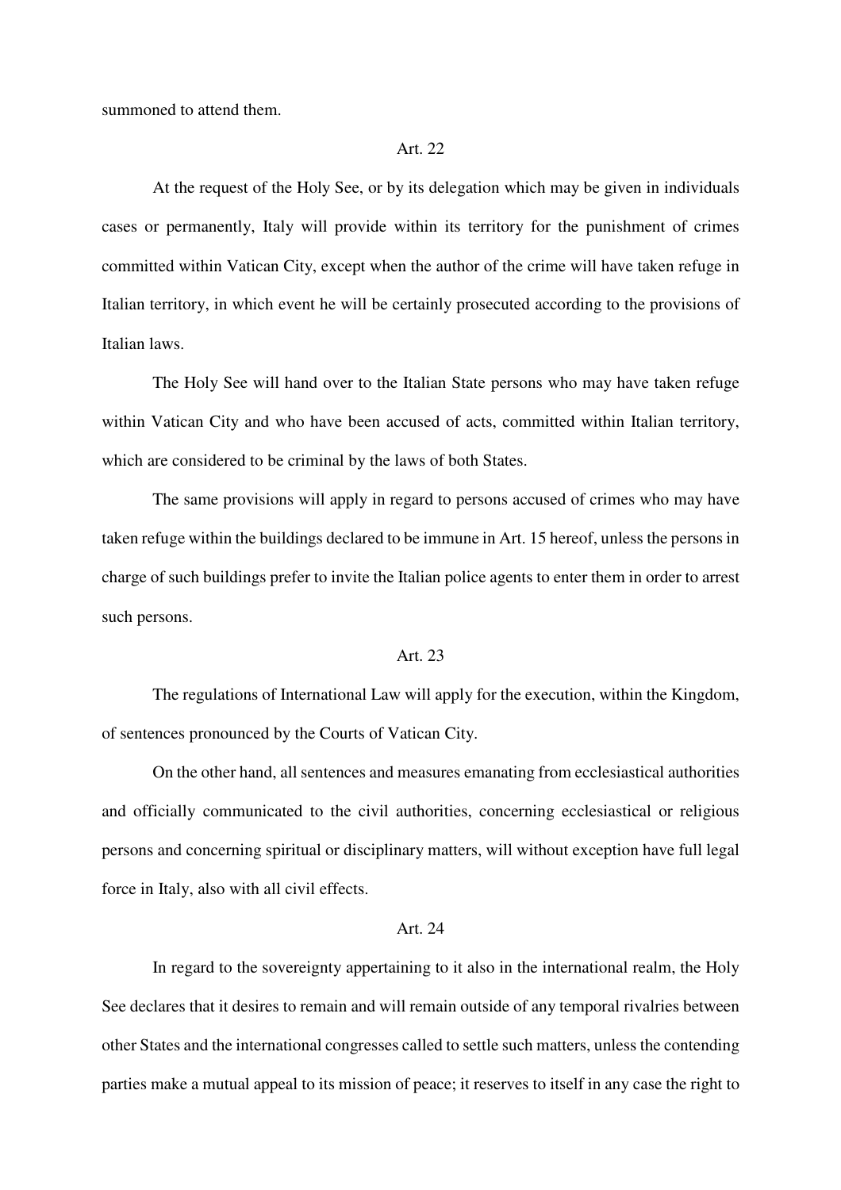summoned to attend them.

Art. 22

At the request of the Holy See, or by its delegation which may be given in individuals cases or permanently, Italy will provide within its territory for the punishment of crimes committed within Vatican City, except when the author of the crime will have taken refuge in Italian territory, in which event he will be certainly prosecuted according to the provisions of Italian laws.

The Holy See will hand over to the Italian State persons who may have taken refuge within Vatican City and who have been accused of acts, committed within Italian territory, which are considered to be criminal by the laws of both States.

The same provisions will apply in regard to persons accused of crimes who may have taken refuge within the buildings declared to be immune in Art. 15 hereof, unless the persons in charge of such buildings prefer to invite the Italian police agents to enter them in order to arrest such persons.

Art. 23

The regulations of International Law will apply for the execution, within the Kingdom, of sentences pronounced by the Courts of Vatican City.

On the other hand, all sentences and measures emanating from ecclesiastical authorities and officially communicated to the civil authorities, concerning ecclesiastical or religious persons and concerning spiritual or disciplinary matters, will without exception have full legal force in Italy, also with all civil effects.

Art. 24

In regard to the sovereignty appertaining to it also in the international realm, the Holy See declares that it desires to remain and will remain outside of any temporal rivalries between other States and the international congresses called to settle such matters, unless the contending parties make a mutual appeal to its mission of peace; it reserves to itself in any case the right to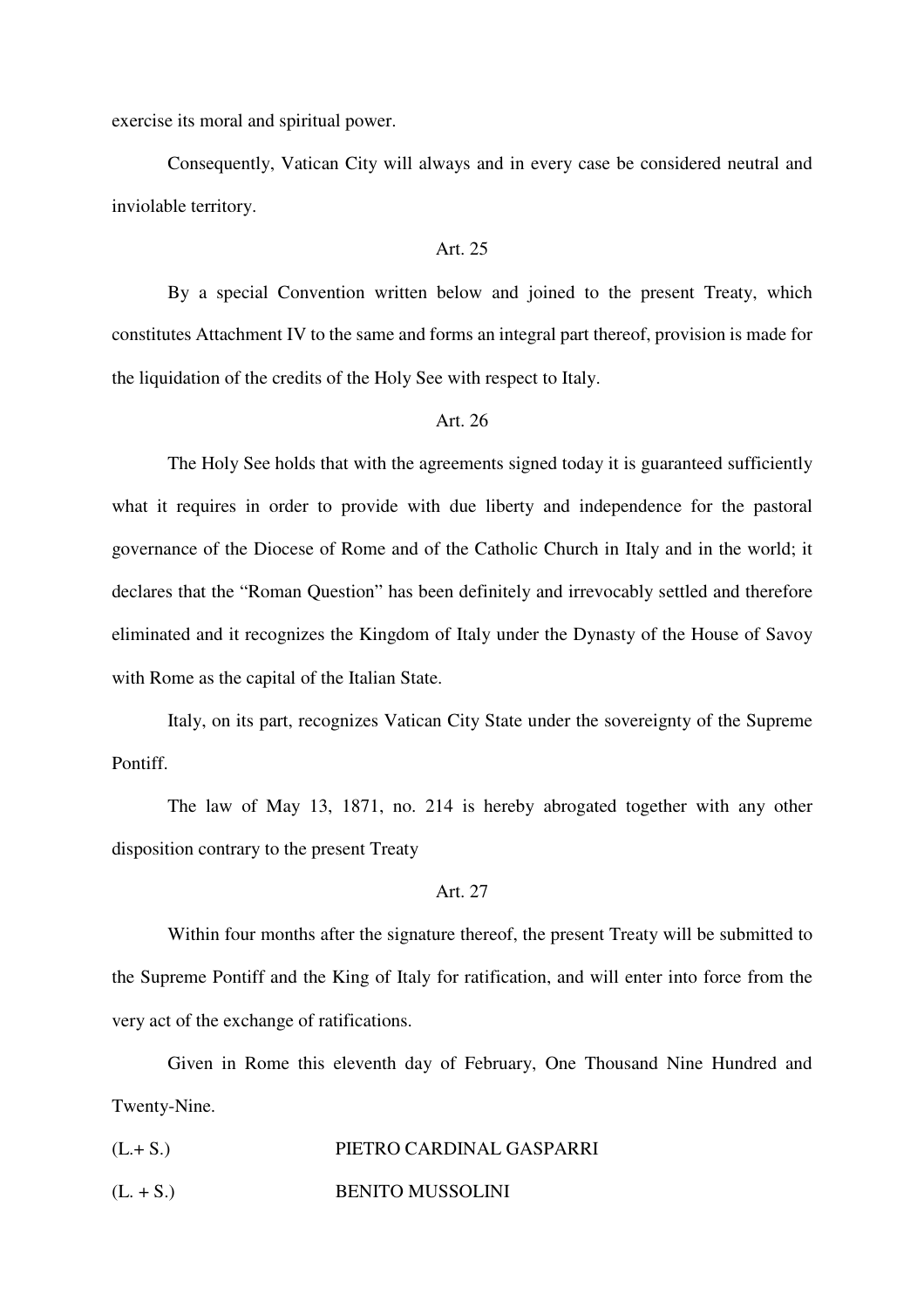exercise its moral and spiritual power.

Consequently, Vatican City will always and in every case be considered neutral and inviolable territory.

Art. 25

By a special Convention written below and joined to the present Treaty, which constitutes Attachment IV to the same and forms an integral part thereof, provision is made for the liquidation of the credits of the Holy See with respect to Italy.

Art. 26

The Holy See holds that with the agreements signed today it is guaranteed sufficiently what it requires in order to provide with due liberty and independence for the pastoral governance of the Diocese of Rome and of the Catholic Church in Italy and in the world; it declares that the "Roman Question" has been definitely and irrevocably settled and therefore eliminated and it recognizes the Kingdom of Italy under the Dynasty of the House of Savoy with Rome as the capital of the Italian State.

Italy, on its part, recognizes Vatican City State under the sovereignty of the Supreme Pontiff.

The law of May 13, 1871, no. 214 is hereby abrogated together with any other disposition contrary to the present Treaty

Art. 27

Within four months after the signature thereof, the present Treaty will be submitted to the Supreme Pontiff and the King of Italy for ratification, and will enter into force from the very act of the exchange of ratifications.

Given in Rome this eleventh day of February, One Thousand Nine Hundred and Twenty-Nine.

(L.+ S.) PIETRO CARDINAL GASPARRI

(L. + S.) BENITO MUSSOLINI